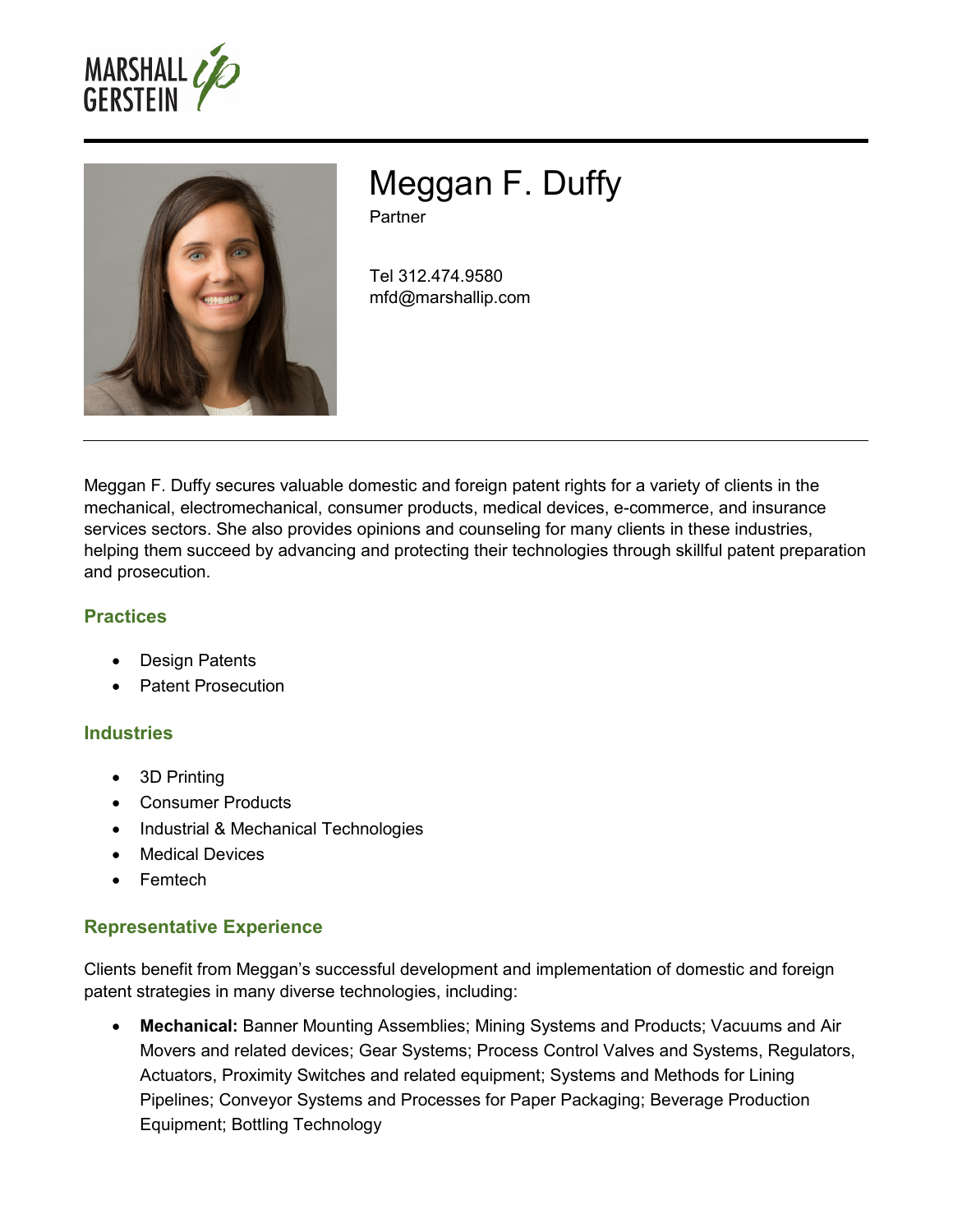# Meggan F. Duffy

Partner

Tel 312.474.9580
mfd@marshallip.com

Meggan F. Duffy secures valuable domestic and foreign patent rights for a variety of clients in the mechanical, electromechanical, consumer products, medical devices, e-commerce, and insurance services sectors. She also provides opinions and counseling for many clients in these industries, helping them succeed by advancing and protecting their technologies through skillful patent preparation and prosecution.

## Practices

- Design Patents
- Patent Prosecution

## Industries

- 3D Printing
- Consumer Products
- Industrial & Mechanical Technologies
- Medical Devices
- Femtech

## Representative Experience

Clients benefit from Meggan's successful development and implementation of domestic and foreign patent strategies in many diverse technologies, including:

- **Mechanical:** Banner Mounting Assemblies; Mining Systems and Products; Vacuums and Air Movers and related devices; Gear Systems; Process Control Valves and Systems, Regulators, Actuators, Proximity Switches and related equipment; Systems and Methods for Lining Pipelines; Conveyor Systems and Processes for Paper Packaging; Beverage Production Equipment; Bottling Technology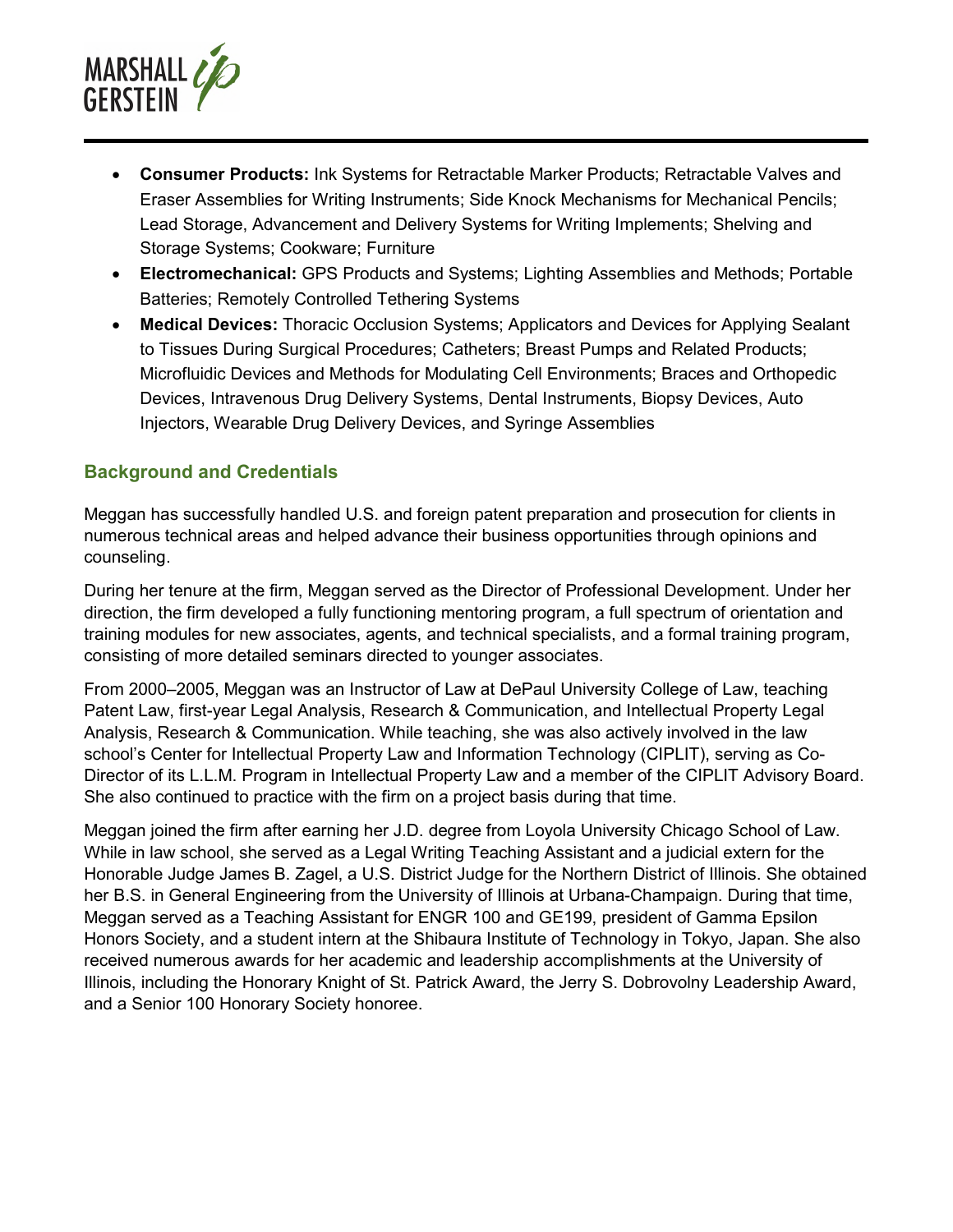- **Consumer Products:** Ink Systems for Retractable Marker Products; Retractable Valves and Eraser Assemblies for Writing Instruments; Side Knock Mechanisms for Mechanical Pencils; Lead Storage, Advancement and Delivery Systems for Writing Implements; Shelving and Storage Systems; Cookware; Furniture
- **Electromechanical:** GPS Products and Systems; Lighting Assemblies and Methods; Portable Batteries; Remotely Controlled Tethering Systems
- **Medical Devices:** Thoracic Occlusion Systems; Applicators and Devices for Applying Sealant to Tissues During Surgical Procedures; Catheters; Breast Pumps and Related Products; Microfluidic Devices and Methods for Modulating Cell Environments; Braces and Orthopedic Devices, Intravenous Drug Delivery Systems, Dental Instruments, Biopsy Devices, Auto Injectors, Wearable Drug Delivery Devices, and Syringe Assemblies

## Background and Credentials

Meggan has successfully handled U.S. and foreign patent preparation and prosecution for clients in numerous technical areas and helped advance their business opportunities through opinions and counseling.

During her tenure at the firm, Meggan served as the Director of Professional Development. Under her direction, the firm developed a fully functioning mentoring program, a full spectrum of orientation and training modules for new associates, agents, and technical specialists, and a formal training program, consisting of more detailed seminars directed to younger associates.

From 2000–2005, Meggan was an Instructor of Law at DePaul University College of Law, teaching Patent Law, first-year Legal Analysis, Research & Communication, and Intellectual Property Legal Analysis, Research & Communication. While teaching, she was also actively involved in the law school's Center for Intellectual Property Law and Information Technology (CIPLIT), serving as Co-Director of its L.L.M. Program in Intellectual Property Law and a member of the CIPLIT Advisory Board. She also continued to practice with the firm on a project basis during that time.

Meggan joined the firm after earning her J.D. degree from Loyola University Chicago School of Law. While in law school, she served as a Legal Writing Teaching Assistant and a judicial extern for the Honorable Judge James B. Zagel, a U.S. District Judge for the Northern District of Illinois. She obtained her B.S. in General Engineering from the University of Illinois at Urbana-Champaign. During that time, Meggan served as a Teaching Assistant for ENGR 100 and GE199, president of Gamma Epsilon Honors Society, and a student intern at the Shibaura Institute of Technology in Tokyo, Japan. She also received numerous awards for her academic and leadership accomplishments at the University of Illinois, including the Honorary Knight of St. Patrick Award, the Jerry S. Dobrovolny Leadership Award, and a Senior 100 Honorary Society honoree.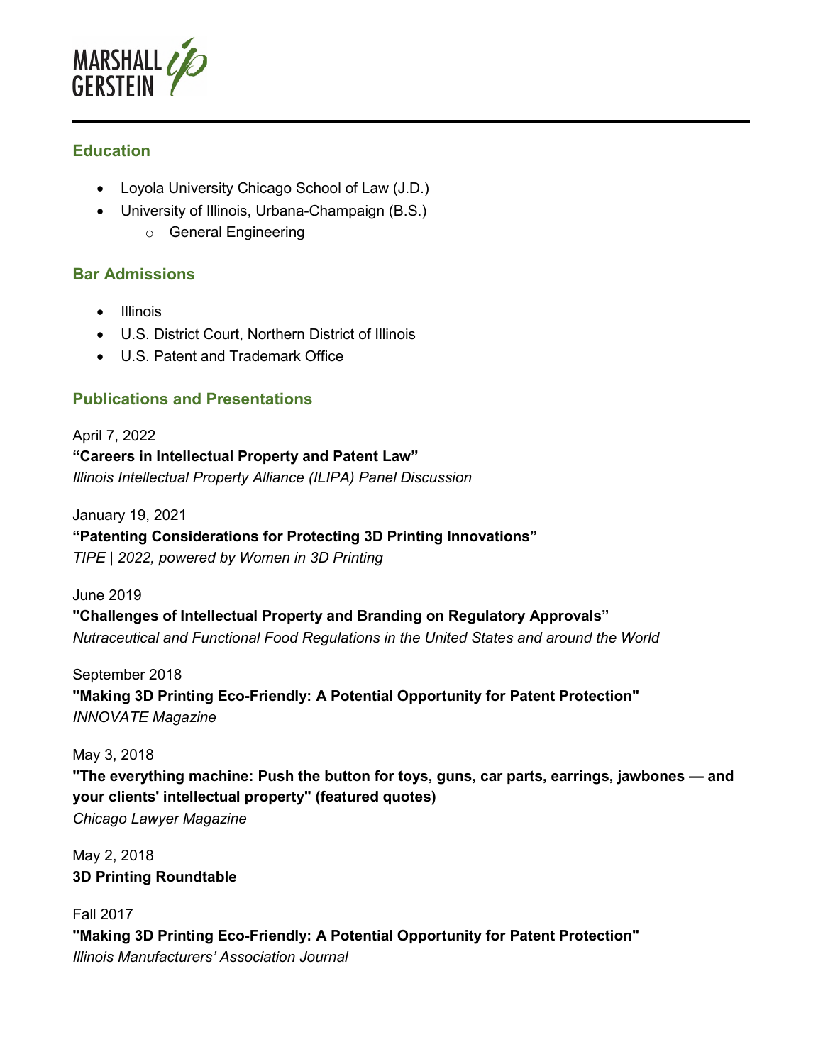## Education

- Loyola University Chicago School of Law (J.D.)
- University of Illinois, Urbana-Champaign (B.S.)
  - General Engineering

## Bar Admissions

- Illinois
- U.S. District Court, Northern District of Illinois
- U.S. Patent and Trademark Office

## Publications and Presentations

April 7, 2022
**"Careers in Intellectual Property and Patent Law"**
*Illinois Intellectual Property Alliance (ILIPA) Panel Discussion*

January 19, 2021
**"Patenting Considerations for Protecting 3D Printing Innovations"**
*TIPE | 2022, powered by Women in 3D Printing*

June 2019
**"Challenges of Intellectual Property and Branding on Regulatory Approvals"**
*Nutraceutical and Functional Food Regulations in the United States and around the World*

September 2018
**"Making 3D Printing Eco-Friendly: A Potential Opportunity for Patent Protection"**
*INNOVATE Magazine*

May 3, 2018
**"The everything machine: Push the button for toys, guns, car parts, earrings, jawbones — and your clients' intellectual property" (featured quotes)**
*Chicago Lawyer Magazine*

May 2, 2018
**3D Printing Roundtable**

Fall 2017
**"Making 3D Printing Eco-Friendly: A Potential Opportunity for Patent Protection"**
*Illinois Manufacturers' Association Journal*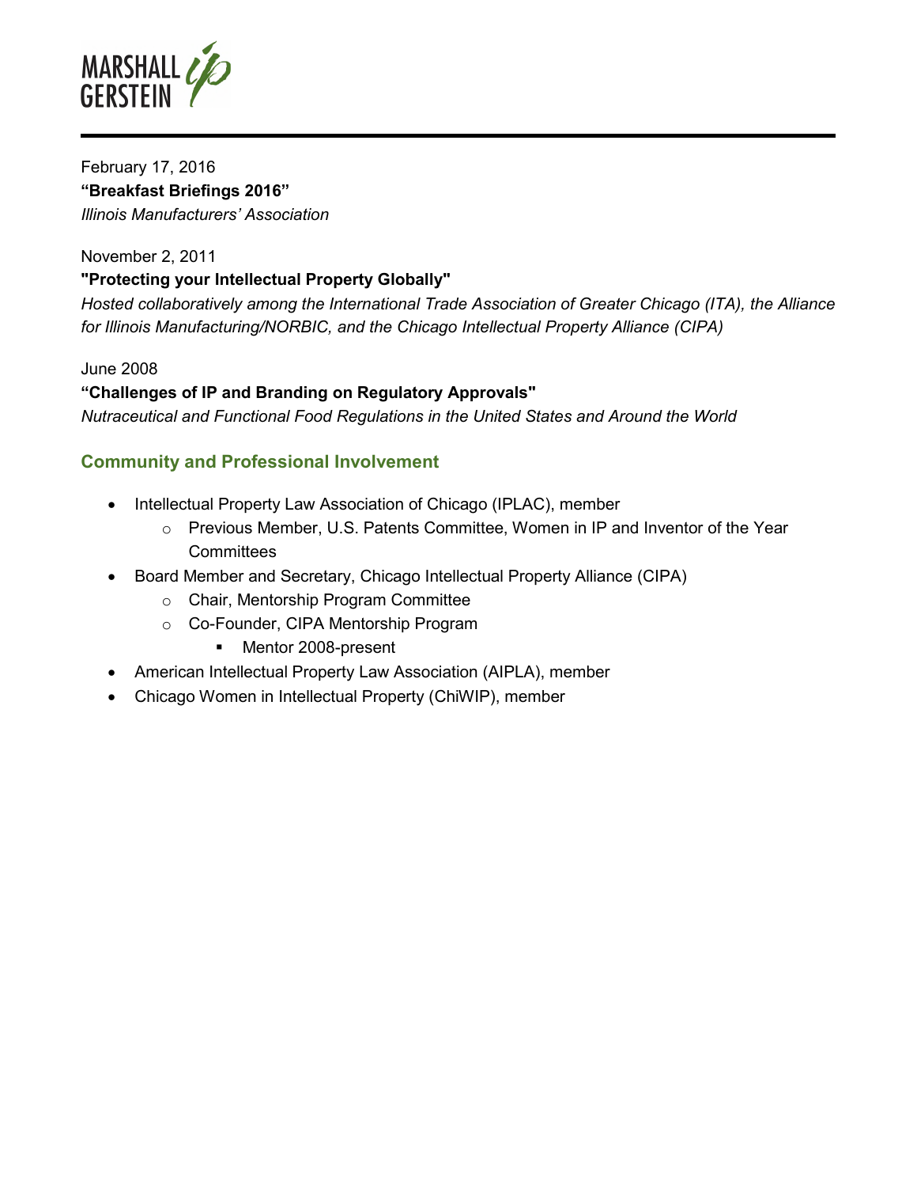February 17, 2016
**"Breakfast Briefings 2016"**
*Illinois Manufacturers' Association*

November 2, 2011
**"Protecting your Intellectual Property Globally"**
*Hosted collaboratively among the International Trade Association of Greater Chicago (ITA), the Alliance for Illinois Manufacturing/NORBIC, and the Chicago Intellectual Property Alliance (CIPA)*

June 2008
**"Challenges of IP and Branding on Regulatory Approvals"**
*Nutraceutical and Functional Food Regulations in the United States and Around the World*

## Community and Professional Involvement

- Intellectual Property Law Association of Chicago (IPLAC), member
  - Previous Member, U.S. Patents Committee, Women in IP and Inventor of the Year Committees
- Board Member and Secretary, Chicago Intellectual Property Alliance (CIPA)
  - Chair, Mentorship Program Committee
  - Co-Founder, CIPA Mentorship Program
    - Mentor 2008-present
- American Intellectual Property Law Association (AIPLA), member
- Chicago Women in Intellectual Property (ChiWIP), member